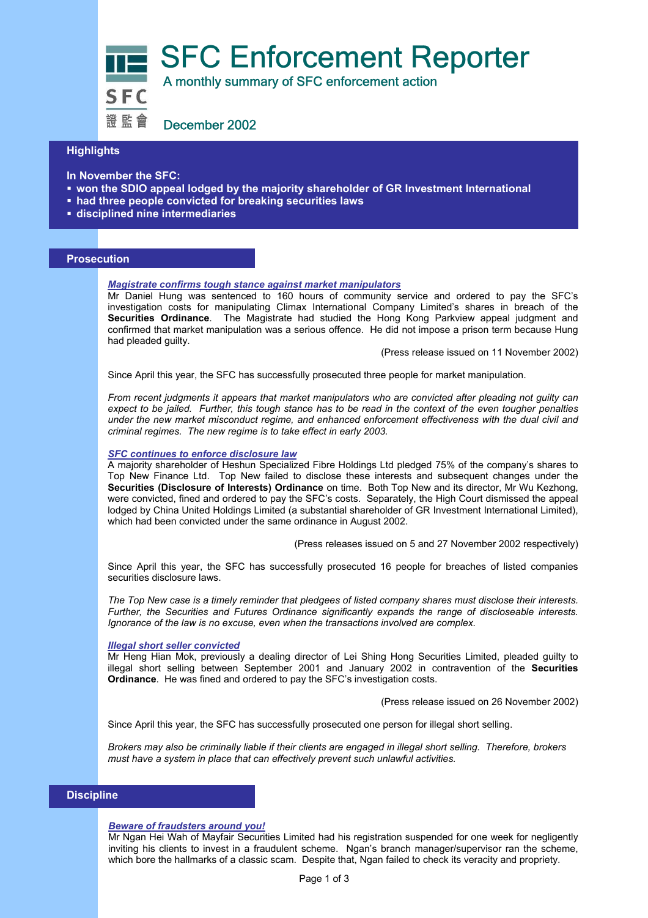# SFC Enforcement Reporter

A monthly summary of SFC enforcement action

SFC 證監會

December 2002

## Highlights

**In November the SFC:**

- **won the SDIO appeal lodged by the majority shareholder of GR Investment International**
- **had three people convicted for breaking securities laws**
- **disciplined nine intermediaries**

## Prosecution

***Magistrate confirms tough stance against market manipulators***

Mr Daniel Hung was sentenced to 160 hours of community service and ordered to pay the SFC's investigation costs for manipulating Climax International Company Limited's shares in breach of the **Securities Ordinance**. The Magistrate had studied the Hong Kong Parkview appeal judgment and confirmed that market manipulation was a serious offence. He did not impose a prison term because Hung had pleaded guilty.

(Press release issued on 11 November 2002)

Since April this year, the SFC has successfully prosecuted three people for market manipulation.

*From recent judgments it appears that market manipulators who are convicted after pleading not guilty can expect to be jailed. Further, this tough stance has to be read in the context of the even tougher penalties under the new market misconduct regime, and enhanced enforcement effectiveness with the dual civil and criminal regimes. The new regime is to take effect in early 2003.*

***SFC continues to enforce disclosure law***

A majority shareholder of Heshun Specialized Fibre Holdings Ltd pledged 75% of the company's shares to Top New Finance Ltd. Top New failed to disclose these interests and subsequent changes under the **Securities (Disclosure of Interests) Ordinance** on time. Both Top New and its director, Mr Wu Kezhong, were convicted, fined and ordered to pay the SFC's costs. Separately, the High Court dismissed the appeal lodged by China United Holdings Limited (a substantial shareholder of GR Investment International Limited), which had been convicted under the same ordinance in August 2002.

(Press releases issued on 5 and 27 November 2002 respectively)

Since April this year, the SFC has successfully prosecuted 16 people for breaches of listed companies securities disclosure laws.

*The Top New case is a timely reminder that pledgees of listed company shares must disclose their interests. Further, the Securities and Futures Ordinance significantly expands the range of discloseable interests. Ignorance of the law is no excuse, even when the transactions involved are complex.*

***Illegal short seller convicted***

Mr Heng Hian Mok, previously a dealing director of Lei Shing Hong Securities Limited, pleaded guilty to illegal short selling between September 2001 and January 2002 in contravention of the **Securities Ordinance**. He was fined and ordered to pay the SFC's investigation costs.

(Press release issued on 26 November 2002)

Since April this year, the SFC has successfully prosecuted one person for illegal short selling.

*Brokers may also be criminally liable if their clients are engaged in illegal short selling. Therefore, brokers must have a system in place that can effectively prevent such unlawful activities.*

## Discipline

***Beware of fraudsters around you!***

Mr Ngan Hei Wah of Mayfair Securities Limited had his registration suspended for one week for negligently inviting his clients to invest in a fraudulent scheme. Ngan's branch manager/supervisor ran the scheme, which bore the hallmarks of a classic scam. Despite that, Ngan failed to check its veracity and propriety.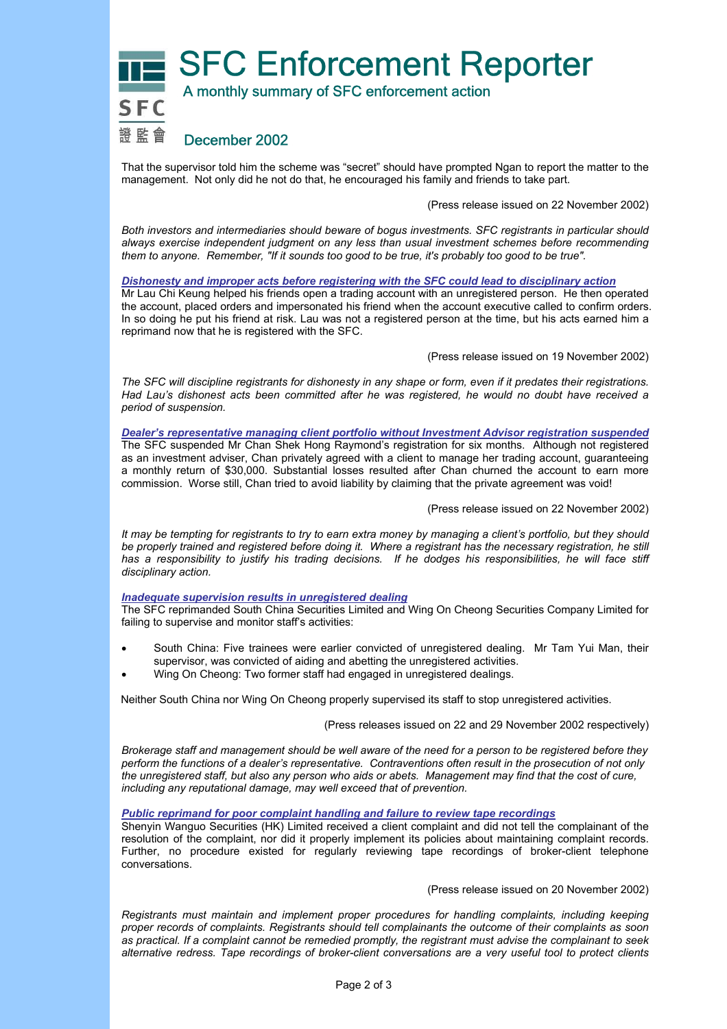That the supervisor told him the scheme was "secret" should have prompted Ngan to report the matter to the management. Not only did he not do that, he encouraged his family and friends to take part.

(Press release issued on 22 November 2002)

*Both investors and intermediaries should beware of bogus investments. SFC registrants in particular should always exercise independent judgment on any less than usual investment schemes before recommending them to anyone. Remember, "If it sounds too good to be true, it's probably too good to be true".*

***Dishonesty and improper acts before registering with the SFC could lead to disciplinary action***

Mr Lau Chi Keung helped his friends open a trading account with an unregistered person. He then operated the account, placed orders and impersonated his friend when the account executive called to confirm orders. In so doing he put his friend at risk. Lau was not a registered person at the time, but his acts earned him a reprimand now that he is registered with the SFC.

(Press release issued on 19 November 2002)

*The SFC will discipline registrants for dishonesty in any shape or form, even if it predates their registrations. Had Lau's dishonest acts been committed after he was registered, he would no doubt have received a period of suspension.*

***Dealer's representative managing client portfolio without Investment Advisor registration suspended***

The SFC suspended Mr Chan Shek Hong Raymond's registration for six months. Although not registered as an investment adviser, Chan privately agreed with a client to manage her trading account, guaranteeing a monthly return of $30,000. Substantial losses resulted after Chan churned the account to earn more commission. Worse still, Chan tried to avoid liability by claiming that the private agreement was void!

(Press release issued on 22 November 2002)

*It may be tempting for registrants to try to earn extra money by managing a client's portfolio, but they should be properly trained and registered before doing it. Where a registrant has the necessary registration, he still has a responsibility to justify his trading decisions. If he dodges his responsibilities, he will face stiff disciplinary action.*

***Inadequate supervision results in unregistered dealing***

The SFC reprimanded South China Securities Limited and Wing On Cheong Securities Company Limited for failing to supervise and monitor staff's activities:

- South China: Five trainees were earlier convicted of unregistered dealing. Mr Tam Yui Man, their supervisor, was convicted of aiding and abetting the unregistered activities.
- Wing On Cheong: Two former staff had engaged in unregistered dealings.

Neither South China nor Wing On Cheong properly supervised its staff to stop unregistered activities.

(Press releases issued on 22 and 29 November 2002 respectively)

*Brokerage staff and management should be well aware of the need for a person to be registered before they perform the functions of a dealer's representative. Contraventions often result in the prosecution of not only the unregistered staff, but also any person who aids or abets. Management may find that the cost of cure, including any reputational damage, may well exceed that of prevention.*

***Public reprimand for poor complaint handling and failure to review tape recordings***

Shenyin Wanguo Securities (HK) Limited received a client complaint and did not tell the complainant of the resolution of the complaint, nor did it properly implement its policies about maintaining complaint records. Further, no procedure existed for regularly reviewing tape recordings of broker-client telephone conversations.

(Press release issued on 20 November 2002)

*Registrants must maintain and implement proper procedures for handling complaints, including keeping proper records of complaints. Registrants should tell complainants the outcome of their complaints as soon as practical. If a complaint cannot be remedied promptly, the registrant must advise the complainant to seek alternative redress. Tape recordings of broker-client conversations are a very useful tool to protect clients*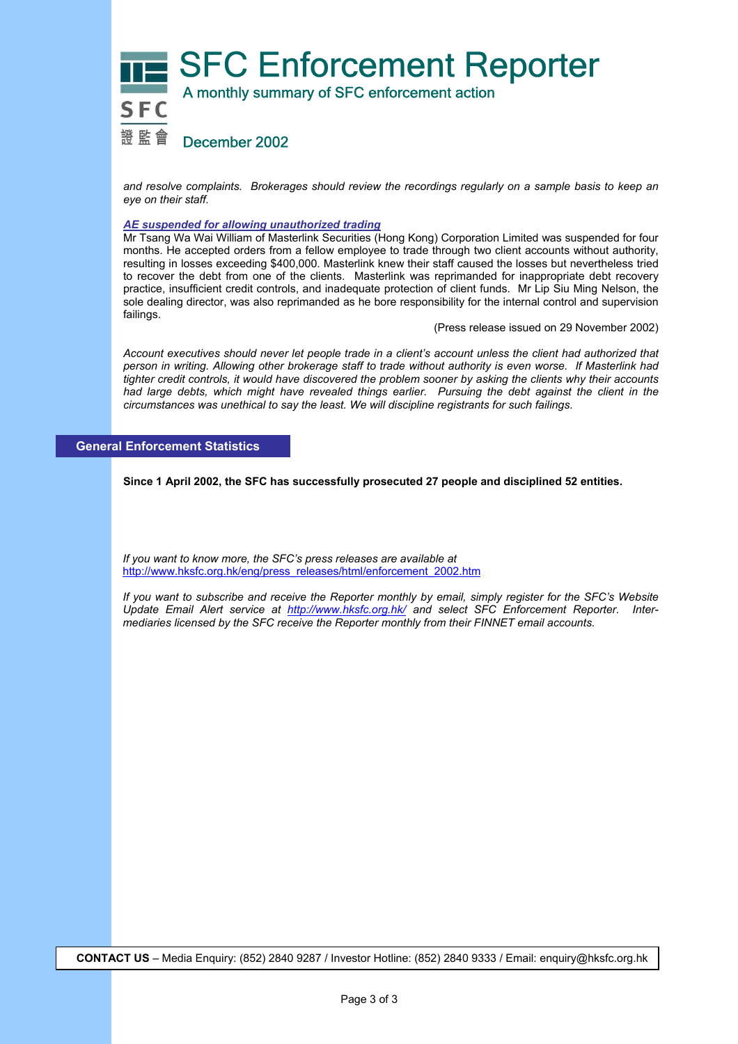*and resolve complaints. Brokerages should review the recordings regularly on a sample basis to keep an eye on their staff.*

***AE suspended for allowing unauthorized trading***

Mr Tsang Wa Wai William of Masterlink Securities (Hong Kong) Corporation Limited was suspended for four months. He accepted orders from a fellow employee to trade through two client accounts without authority, resulting in losses exceeding $400,000. Masterlink knew their staff caused the losses but nevertheless tried to recover the debt from one of the clients. Masterlink was reprimanded for inappropriate debt recovery practice, insufficient credit controls, and inadequate protection of client funds. Mr Lip Siu Ming Nelson, the sole dealing director, was also reprimanded as he bore responsibility for the internal control and supervision failings.

(Press release issued on 29 November 2002)

*Account executives should never let people trade in a client's account unless the client had authorized that person in writing. Allowing other brokerage staff to trade without authority is even worse. If Masterlink had tighter credit controls, it would have discovered the problem sooner by asking the clients why their accounts had large debts, which might have revealed things earlier. Pursuing the debt against the client in the circumstances was unethical to say the least. We will discipline registrants for such failings.*

## General Enforcement Statistics

**Since 1 April 2002, the SFC has successfully prosecuted 27 people and disciplined 52 entities.**

*If you want to know more, the SFC's press releases are available at* http://www.hksfc.org.hk/eng/press_releases/html/enforcement_2002.htm

*If you want to subscribe and receive the Reporter monthly by email, simply register for the SFC's Website Update Email Alert service at http://www.hksfc.org.hk/ and select SFC Enforcement Reporter. Intermediaries licensed by the SFC receive the Reporter monthly from their FINNET email accounts.*

**CONTACT US** – Media Enquiry: (852) 2840 9287 / Investor Hotline: (852) 2840 9333 / Email: enquiry@hksfc.org.hk